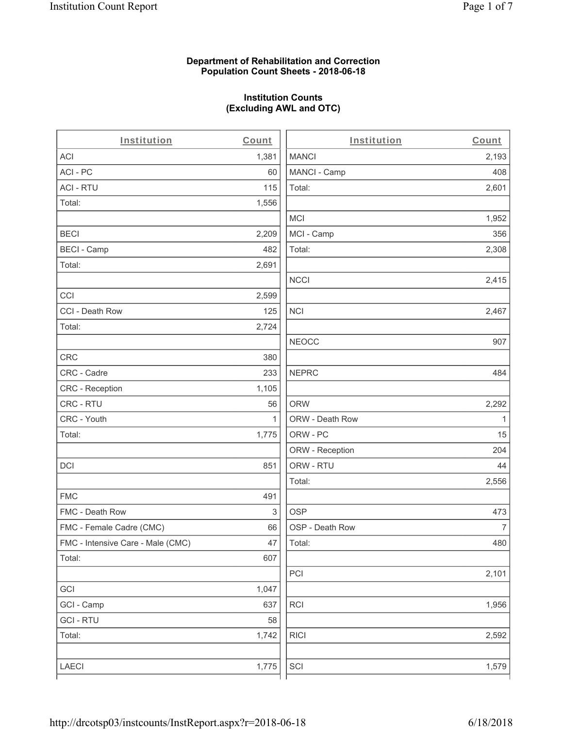**Department of Rehabilitation and Correction**
**Population Count Sheets - 2018-06-18**

**Institution Counts**
**(Excluding AWL and OTC)**

| Institution | Count |
|---|---|
| ACI | 1,381 |
| ACI - PC | 60 |
| ACI - RTU | 115 |
| Total: | 1,556 |
| | |
| BECI | 2,209 |
| BECI - Camp | 482 |
| Total: | 2,691 |
| | |
| CCI | 2,599 |
| CCI - Death Row | 125 |
| Total: | 2,724 |
| | |
| CRC | 380 |
| CRC - Cadre | 233 |
| CRC - Reception | 1,105 |
| CRC - RTU | 56 |
| CRC - Youth | 1 |
| Total: | 1,775 |
| | |
| DCI | 851 |
| | |
| FMC | 491 |
| FMC - Death Row | 3 |
| FMC - Female Cadre (CMC) | 66 |
| FMC - Intensive Care - Male (CMC) | 47 |
| Total: | 607 |
| | |
| GCI | 1,047 |
| GCI - Camp | 637 |
| GCI - RTU | 58 |
| Total: | 1,742 |
| | |
| LAECI | 1,775 |

| Institution | Count |
|---|---|
| MANCI | 2,193 |
| MANCI - Camp | 408 |
| Total: | 2,601 |
| | |
| MCI | 1,952 |
| MCI - Camp | 356 |
| Total: | 2,308 |
| | |
| NCCI | 2,415 |
| | |
| NCI | 2,467 |
| | |
| NEOCC | 907 |
| | |
| NEPRC | 484 |
| | |
| ORW | 2,292 |
| ORW - Death Row | 1 |
| ORW - PC | 15 |
| ORW - Reception | 204 |
| ORW - RTU | 44 |
| Total: | 2,556 |
| | |
| OSP | 473 |
| OSP - Death Row | 7 |
| Total: | 480 |
| | |
| PCI | 2,101 |
| | |
| RCI | 1,956 |
| | |
| RICI | 2,592 |
| | |
| SCI | 1,579 |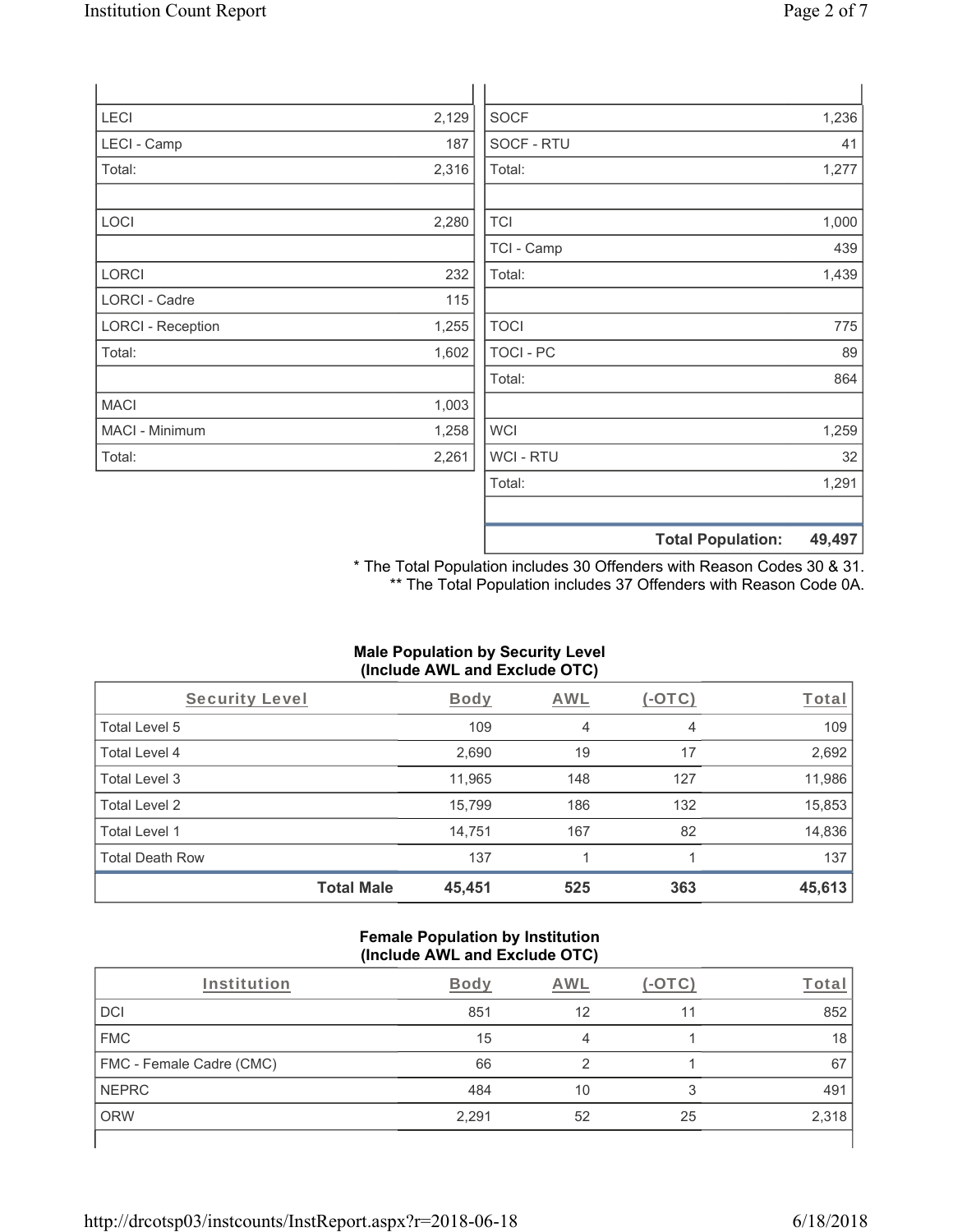| | |
|---|---|
| LECI | 2,129 |
| LECI - Camp | 187 |
| Total: | 2,316 |
| | |
| LOCI | 2,280 |
| | |
| LORCI | 232 |
| LORCI - Cadre | 115 |
| LORCI - Reception | 1,255 |
| Total: | 1,602 |
| | |
| MACI | 1,003 |
| MACI - Minimum | 1,258 |
| Total: | 2,261 |

| | |
|---|---|
| SOCF | 1,236 |
| SOCF - RTU | 41 |
| Total: | 1,277 |
| | |
| TCI | 1,000 |
| TCI - Camp | 439 |
| Total: | 1,439 |
| | |
| TOCI | 775 |
| TOCI - PC | 89 |
| Total: | 864 |
| | |
| WCI | 1,259 |
| WCI - RTU | 32 |
| Total: | 1,291 |
| | |
| **Total Population:** | **49,497** |

* The Total Population includes 30 Offenders with Reason Codes 30 & 31.
** The Total Population includes 37 Offenders with Reason Code 0A.

**Male Population by Security Level (Include AWL and Exclude OTC)**

| Security Level | Body | AWL | (-OTC) | Total |
|---|---|---|---|---|
| Total Level 5 | 109 | 4 | 4 | 109 |
| Total Level 4 | 2,690 | 19 | 17 | 2,692 |
| Total Level 3 | 11,965 | 148 | 127 | 11,986 |
| Total Level 2 | 15,799 | 186 | 132 | 15,853 |
| Total Level 1 | 14,751 | 167 | 82 | 14,836 |
| Total Death Row | 137 | 1 | 1 | 137 |
| **Total Male** | **45,451** | **525** | **363** | **45,613** |

**Female Population by Institution (Include AWL and Exclude OTC)**

| Institution | Body | AWL | (-OTC) | Total |
|---|---|---|---|---|
| DCI | 851 | 12 | 11 | 852 |
| FMC | 15 | 4 | 1 | 18 |
| FMC - Female Cadre (CMC) | 66 | 2 | 1 | 67 |
| NEPRC | 484 | 10 | 3 | 491 |
| ORW | 2,291 | 52 | 25 | 2,318 |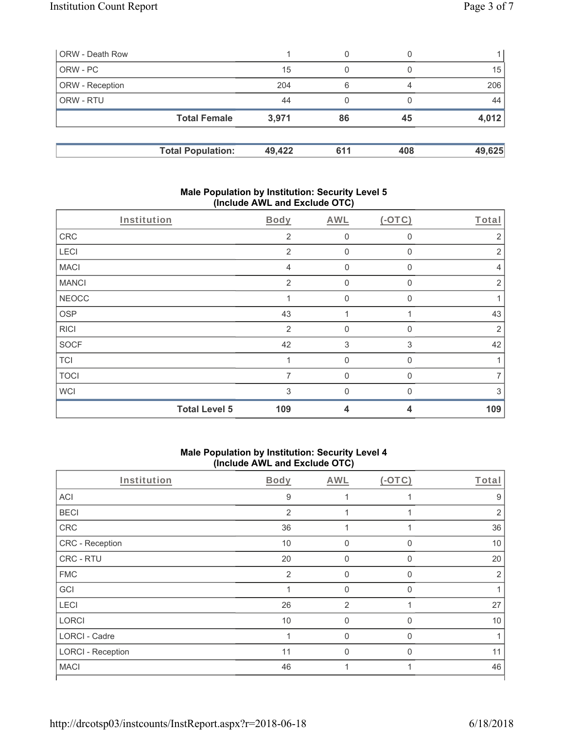| | | | | |
|---|---|---|---|---|
| ORW - Death Row | 1 | 0 | 0 | 1 |
| ORW - PC | 15 | 0 | 0 | 15 |
| ORW - Reception | 204 | 6 | 4 | 206 |
| ORW - RTU | 44 | 0 | 0 | 44 |
| **Total Female** | **3,971** | **86** | **45** | **4,012** |

| | | | | |
|---|---|---|---|---|
| **Total Population:** | **49,422** | **611** | **408** | **49,625** |

## Male Population by Institution: Security Level 5 (Include AWL and Exclude OTC)

| Institution | Body | AWL | (-OTC) | Total |
|---|---|---|---|---|
| CRC | 2 | 0 | 0 | 2 |
| LECI | 2 | 0 | 0 | 2 |
| MACI | 4 | 0 | 0 | 4 |
| MANCI | 2 | 0 | 0 | 2 |
| NEOCC | 1 | 0 | 0 | 1 |
| OSP | 43 | 1 | 1 | 43 |
| RICI | 2 | 0 | 0 | 2 |
| SOCF | 42 | 3 | 3 | 42 |
| TCI | 1 | 0 | 0 | 1 |
| TOCI | 7 | 0 | 0 | 7 |
| WCI | 3 | 0 | 0 | 3 |
| **Total Level 5** | **109** | **4** | **4** | **109** |

## Male Population by Institution: Security Level 4 (Include AWL and Exclude OTC)

| Institution | Body | AWL | (-OTC) | Total |
|---|---|---|---|---|
| ACI | 9 | 1 | 1 | 9 |
| BECI | 2 | 1 | 1 | 2 |
| CRC | 36 | 1 | 1 | 36 |
| CRC - Reception | 10 | 0 | 0 | 10 |
| CRC - RTU | 20 | 0 | 0 | 20 |
| FMC | 2 | 0 | 0 | 2 |
| GCI | 1 | 0 | 0 | 1 |
| LECI | 26 | 2 | 1 | 27 |
| LORCI | 10 | 0 | 0 | 10 |
| LORCI - Cadre | 1 | 0 | 0 | 1 |
| LORCI - Reception | 11 | 0 | 0 | 11 |
| MACI | 46 | 1 | 1 | 46 |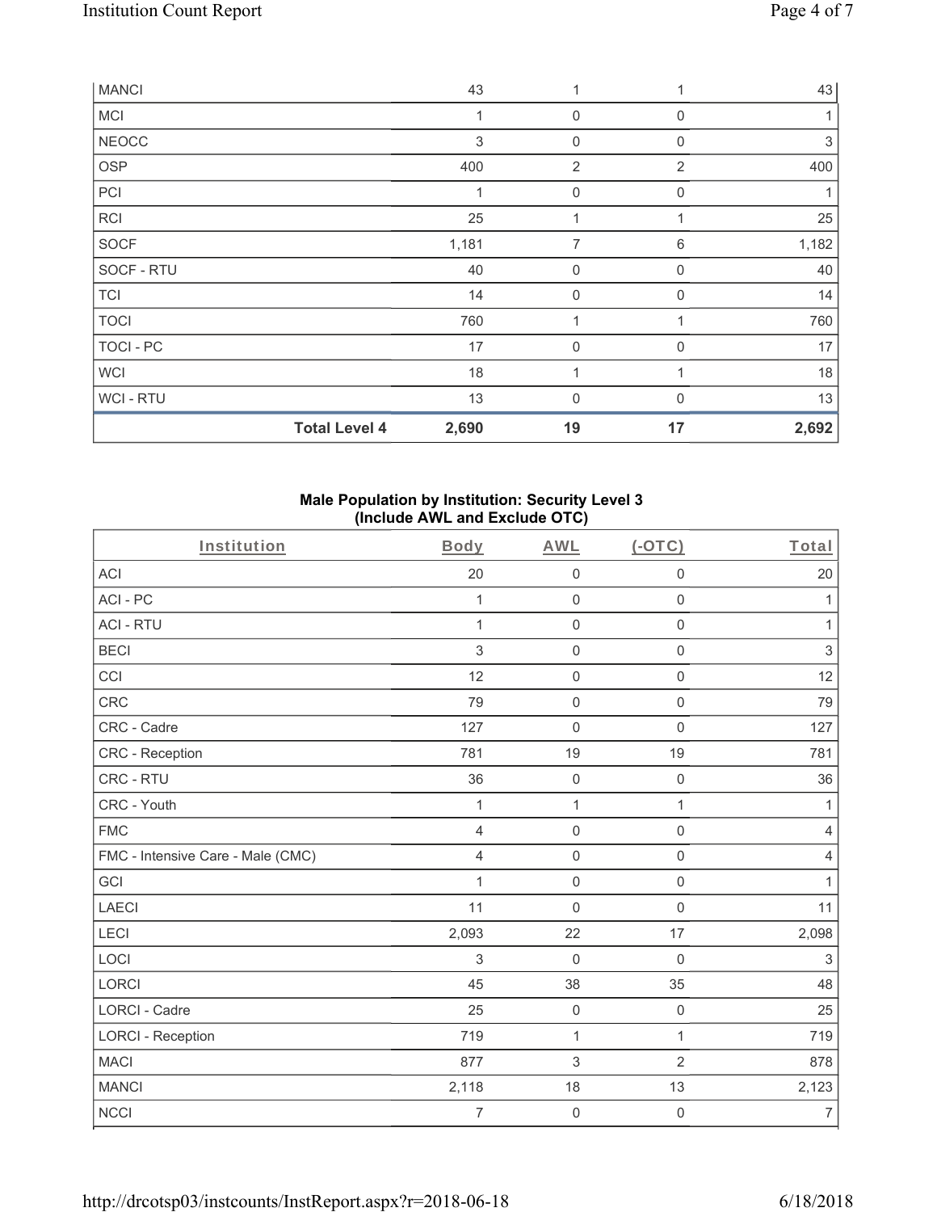| | Body | AWL | (-OTC) | Total |
|---|---|---|---|---|
| MANCI | 43 | 1 | 1 | 43 |
| MCI | 1 | 0 | 0 | 1 |
| NEOCC | 3 | 0 | 0 | 3 |
| OSP | 400 | 2 | 2 | 400 |
| PCI | 1 | 0 | 0 | 1 |
| RCI | 25 | 1 | 1 | 25 |
| SOCF | 1,181 | 7 | 6 | 1,182 |
| SOCF - RTU | 40 | 0 | 0 | 40 |
| TCI | 14 | 0 | 0 | 14 |
| TOCI | 760 | 1 | 1 | 760 |
| TOCI - PC | 17 | 0 | 0 | 17 |
| WCI | 18 | 1 | 1 | 18 |
| WCI - RTU | 13 | 0 | 0 | 13 |
| **Total Level 4** | **2,690** | **19** | **17** | **2,692** |

## Male Population by Institution: Security Level 3 (Include AWL and Exclude OTC)

| Institution | Body | AWL | (-OTC) | Total |
|---|---|---|---|---|
| ACI | 20 | 0 | 0 | 20 |
| ACI - PC | 1 | 0 | 0 | 1 |
| ACI - RTU | 1 | 0 | 0 | 1 |
| BECI | 3 | 0 | 0 | 3 |
| CCI | 12 | 0 | 0 | 12 |
| CRC | 79 | 0 | 0 | 79 |
| CRC - Cadre | 127 | 0 | 0 | 127 |
| CRC - Reception | 781 | 19 | 19 | 781 |
| CRC - RTU | 36 | 0 | 0 | 36 |
| CRC - Youth | 1 | 1 | 1 | 1 |
| FMC | 4 | 0 | 0 | 4 |
| FMC - Intensive Care - Male (CMC) | 4 | 0 | 0 | 4 |
| GCI | 1 | 0 | 0 | 1 |
| LAECI | 11 | 0 | 0 | 11 |
| LECI | 2,093 | 22 | 17 | 2,098 |
| LOCI | 3 | 0 | 0 | 3 |
| LORCI | 45 | 38 | 35 | 48 |
| LORCI - Cadre | 25 | 0 | 0 | 25 |
| LORCI - Reception | 719 | 1 | 1 | 719 |
| MACI | 877 | 3 | 2 | 878 |
| MANCI | 2,118 | 18 | 13 | 2,123 |
| NCCI | 7 | 0 | 0 | 7 |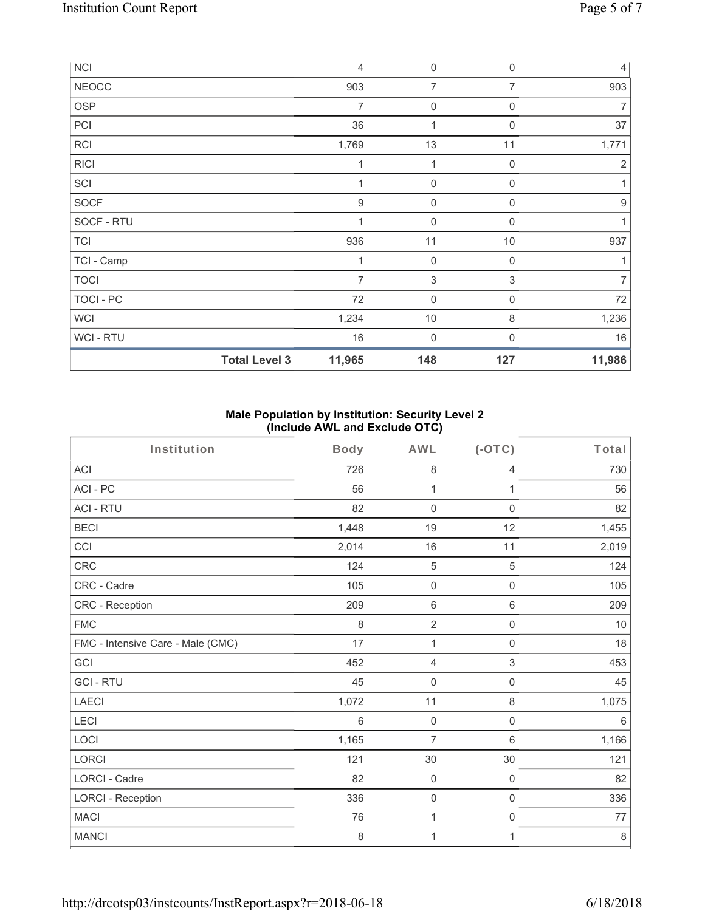| NCI | 4 | 0 | 0 | 4 |
|---|---|---|---|---|
| NEOCC | 903 | 7 | 7 | 903 |
| OSP | 7 | 0 | 0 | 7 |
| PCI | 36 | 1 | 0 | 37 |
| RCI | 1,769 | 13 | 11 | 1,771 |
| RICI | 1 | 1 | 0 | 2 |
| SCI | 1 | 0 | 0 | 1 |
| SOCF | 9 | 0 | 0 | 9 |
| SOCF - RTU | 1 | 0 | 0 | 1 |
| TCI | 936 | 11 | 10 | 937 |
| TCI - Camp | 1 | 0 | 0 | 1 |
| TOCI | 7 | 3 | 3 | 7 |
| TOCI - PC | 72 | 0 | 0 | 72 |
| WCI | 1,234 | 10 | 8 | 1,236 |
| WCI - RTU | 16 | 0 | 0 | 16 |
| **Total Level 3** | **11,965** | **148** | **127** | **11,986** |

## Male Population by Institution: Security Level 2 (Include AWL and Exclude OTC)

| Institution | Body | AWL | (-OTC) | Total |
|---|---|---|---|---|
| ACI | 726 | 8 | 4 | 730 |
| ACI - PC | 56 | 1 | 1 | 56 |
| ACI - RTU | 82 | 0 | 0 | 82 |
| BECI | 1,448 | 19 | 12 | 1,455 |
| CCI | 2,014 | 16 | 11 | 2,019 |
| CRC | 124 | 5 | 5 | 124 |
| CRC - Cadre | 105 | 0 | 0 | 105 |
| CRC - Reception | 209 | 6 | 6 | 209 |
| FMC | 8 | 2 | 0 | 10 |
| FMC - Intensive Care - Male (CMC) | 17 | 1 | 0 | 18 |
| GCI | 452 | 4 | 3 | 453 |
| GCI - RTU | 45 | 0 | 0 | 45 |
| LAECI | 1,072 | 11 | 8 | 1,075 |
| LECI | 6 | 0 | 0 | 6 |
| LOCI | 1,165 | 7 | 6 | 1,166 |
| LORCI | 121 | 30 | 30 | 121 |
| LORCI - Cadre | 82 | 0 | 0 | 82 |
| LORCI - Reception | 336 | 0 | 0 | 336 |
| MACI | 76 | 1 | 0 | 77 |
| MANCI | 8 | 1 | 1 | 8 |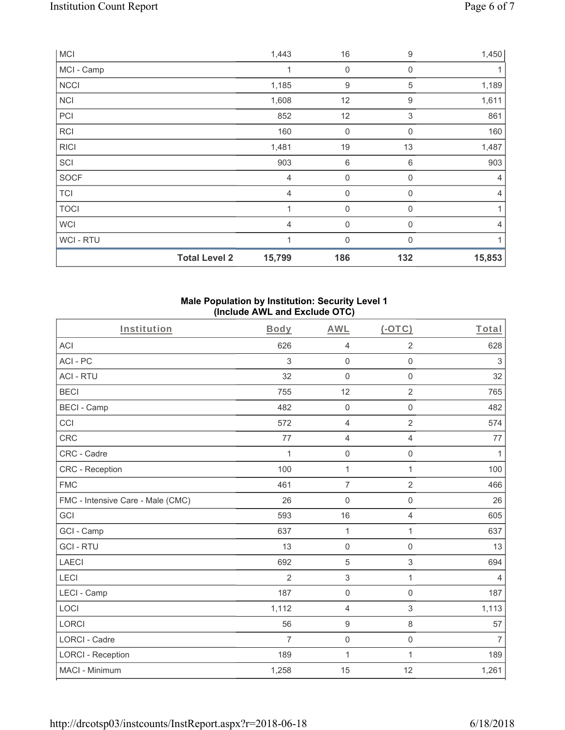| | Body | AWL | (-OTC) | Total |
|---|---|---|---|---|
| MCI | 1,443 | 16 | 9 | 1,450 |
| MCI - Camp | 1 | 0 | 0 | 1 |
| NCCI | 1,185 | 9 | 5 | 1,189 |
| NCI | 1,608 | 12 | 9 | 1,611 |
| PCI | 852 | 12 | 3 | 861 |
| RCI | 160 | 0 | 0 | 160 |
| RICI | 1,481 | 19 | 13 | 1,487 |
| SCI | 903 | 6 | 6 | 903 |
| SOCF | 4 | 0 | 0 | 4 |
| TCI | 4 | 0 | 0 | 4 |
| TOCI | 1 | 0 | 0 | 1 |
| WCI | 4 | 0 | 0 | 4 |
| WCI - RTU | 1 | 0 | 0 | 1 |
| **Total Level 2** | **15,799** | **186** | **132** | **15,853** |

**Male Population by Institution: Security Level 1 (Include AWL and Exclude OTC)**

| Institution | Body | AWL | (-OTC) | Total |
|---|---|---|---|---|
| ACI | 626 | 4 | 2 | 628 |
| ACI - PC | 3 | 0 | 0 | 3 |
| ACI - RTU | 32 | 0 | 0 | 32 |
| BECI | 755 | 12 | 2 | 765 |
| BECI - Camp | 482 | 0 | 0 | 482 |
| CCI | 572 | 4 | 2 | 574 |
| CRC | 77 | 4 | 4 | 77 |
| CRC - Cadre | 1 | 0 | 0 | 1 |
| CRC - Reception | 100 | 1 | 1 | 100 |
| FMC | 461 | 7 | 2 | 466 |
| FMC - Intensive Care - Male (CMC) | 26 | 0 | 0 | 26 |
| GCI | 593 | 16 | 4 | 605 |
| GCI - Camp | 637 | 1 | 1 | 637 |
| GCI - RTU | 13 | 0 | 0 | 13 |
| LAECI | 692 | 5 | 3 | 694 |
| LECI | 2 | 3 | 1 | 4 |
| LECI - Camp | 187 | 0 | 0 | 187 |
| LOCI | 1,112 | 4 | 3 | 1,113 |
| LORCI | 56 | 9 | 8 | 57 |
| LORCI - Cadre | 7 | 0 | 0 | 7 |
| LORCI - Reception | 189 | 1 | 1 | 189 |
| MACI - Minimum | 1,258 | 15 | 12 | 1,261 |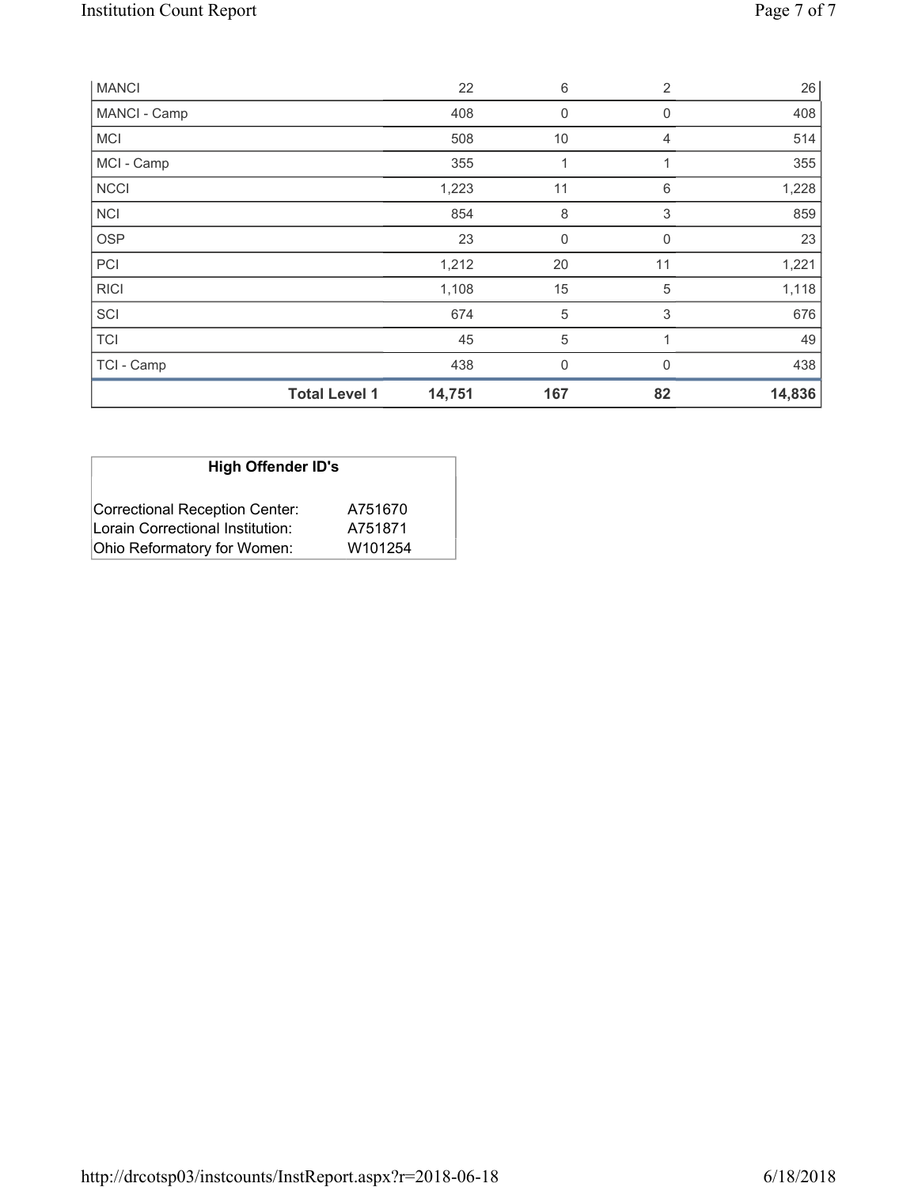| | | | | |
|---|---|---|---|---|
| MANCI | 22 | 6 | 2 | 26 |
| MANCI - Camp | 408 | 0 | 0 | 408 |
| MCI | 508 | 10 | 4 | 514 |
| MCI - Camp | 355 | 1 | 1 | 355 |
| NCCI | 1,223 | 11 | 6 | 1,228 |
| NCI | 854 | 8 | 3 | 859 |
| OSP | 23 | 0 | 0 | 23 |
| PCI | 1,212 | 20 | 11 | 1,221 |
| RICI | 1,108 | 15 | 5 | 1,118 |
| SCI | 674 | 5 | 3 | 676 |
| TCI | 45 | 5 | 1 | 49 |
| TCI - Camp | 438 | 0 | 0 | 438 |
| **Total Level 1** | **14,751** | **167** | **82** | **14,836** |

| High Offender ID's | |
|---|---|
| Correctional Reception Center: | A751670 |
| Lorain Correctional Institution: | A751871 |
| Ohio Reformatory for Women: | W101254 |